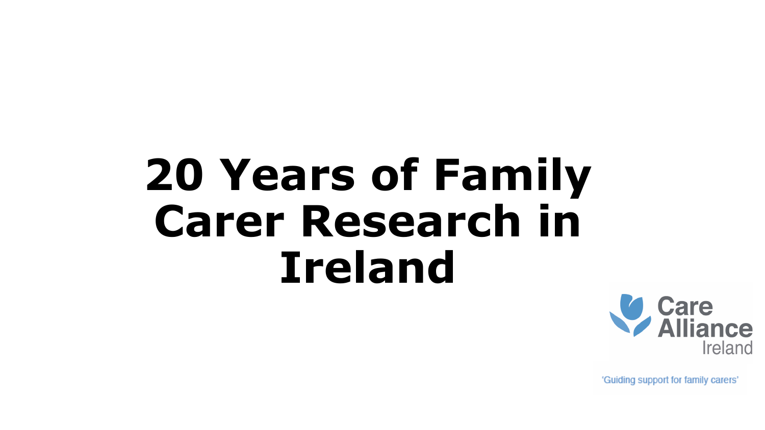# 20 Years of Family Carer Research in Ireland

Care Alliance Ireland

'Guiding support for family carers'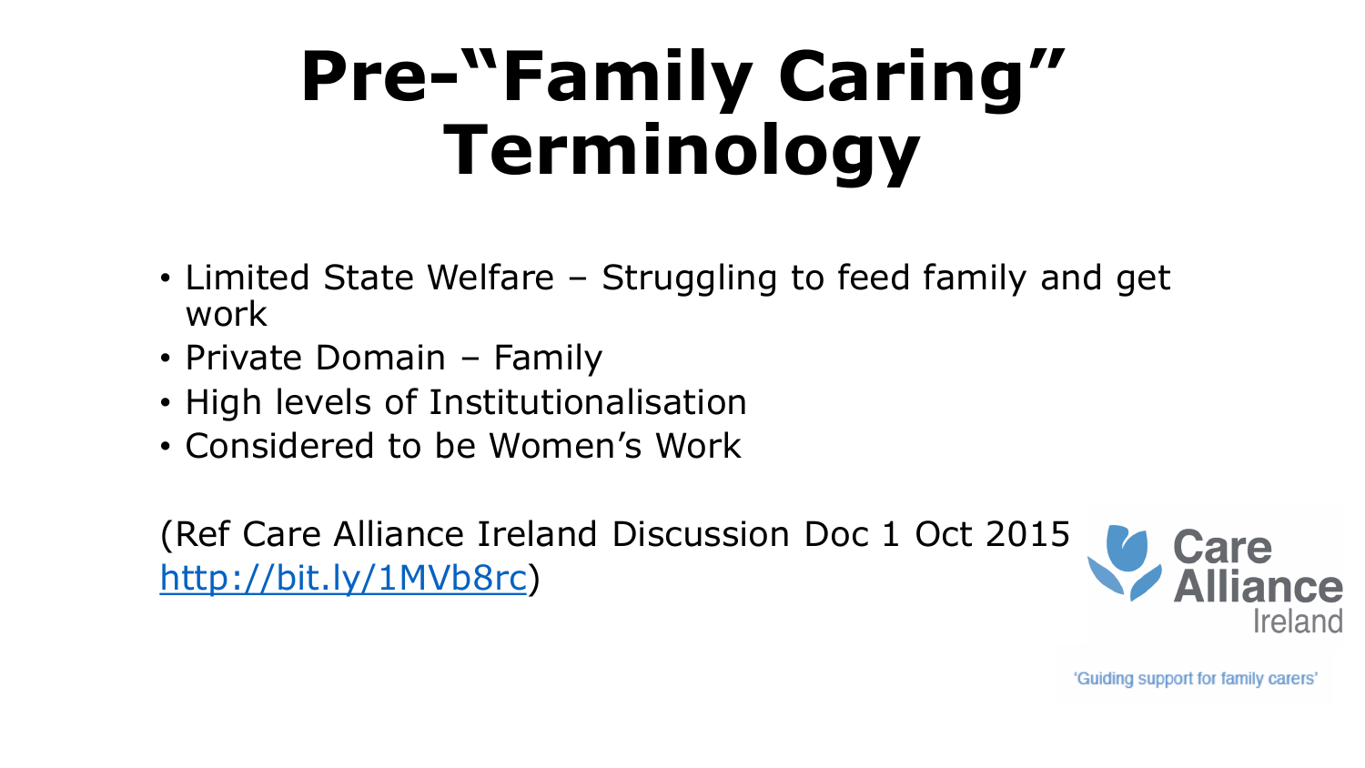# Pre-"Family Caring" Terminology

- Limited State Welfare – Struggling to feed family and get work
- Private Domain – Family
- High levels of Institutionalisation
- Considered to be Women's Work

(Ref Care Alliance Ireland Discussion Doc 1 Oct 2015 [http://bit.ly/1MVb8rc](http://bit.ly/1MVb8rc))

Care Alliance Ireland

'Guiding support for family carers'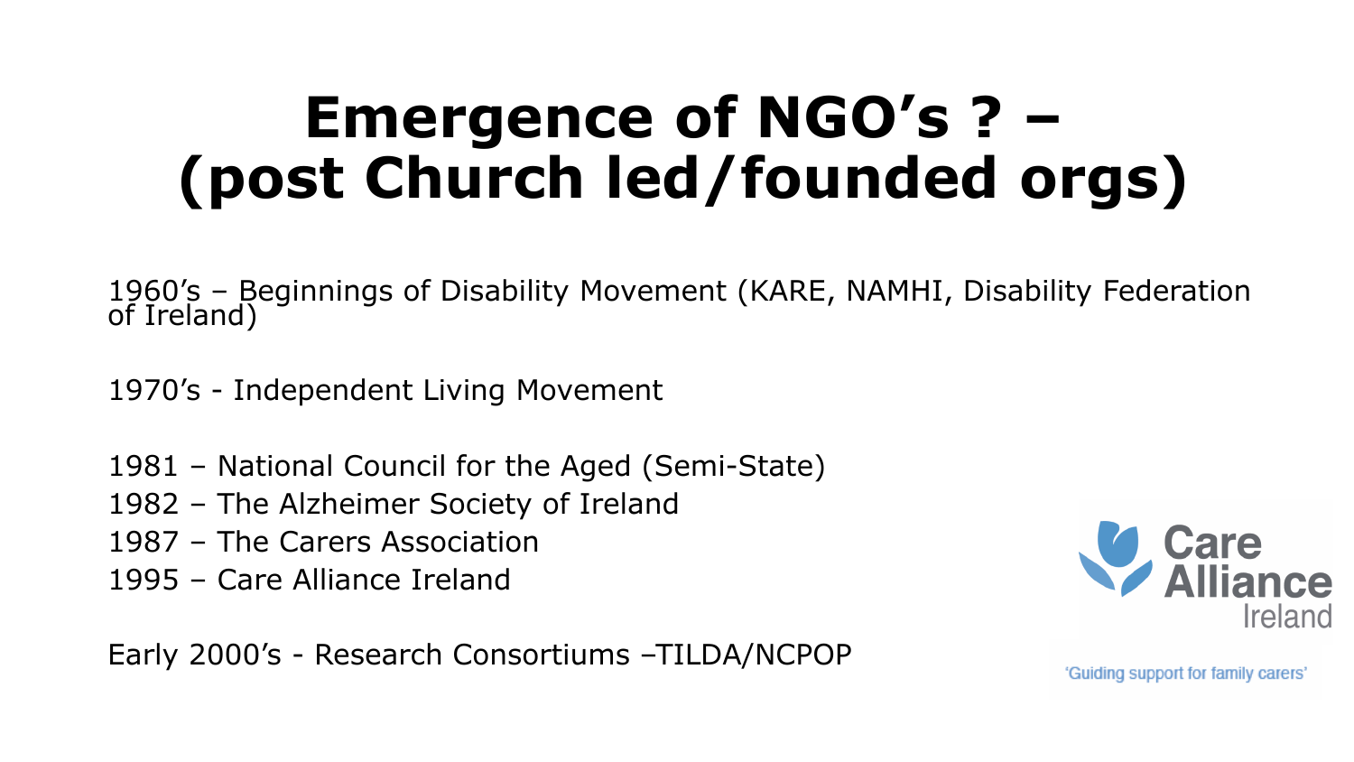# Emergence of NGO's ? – (post Church led/founded orgs)

1960's – Beginnings of Disability Movement (KARE, NAMHI, Disability Federation of Ireland)

1970's - Independent Living Movement

1981 – National Council for the Aged (Semi-State)
1982 – The Alzheimer Society of Ireland
1987 – The Carers Association
1995 – Care Alliance Ireland

Early 2000's - Research Consortiums –TILDA/NCPOP

Care Alliance Ireland

'Guiding support for family carers'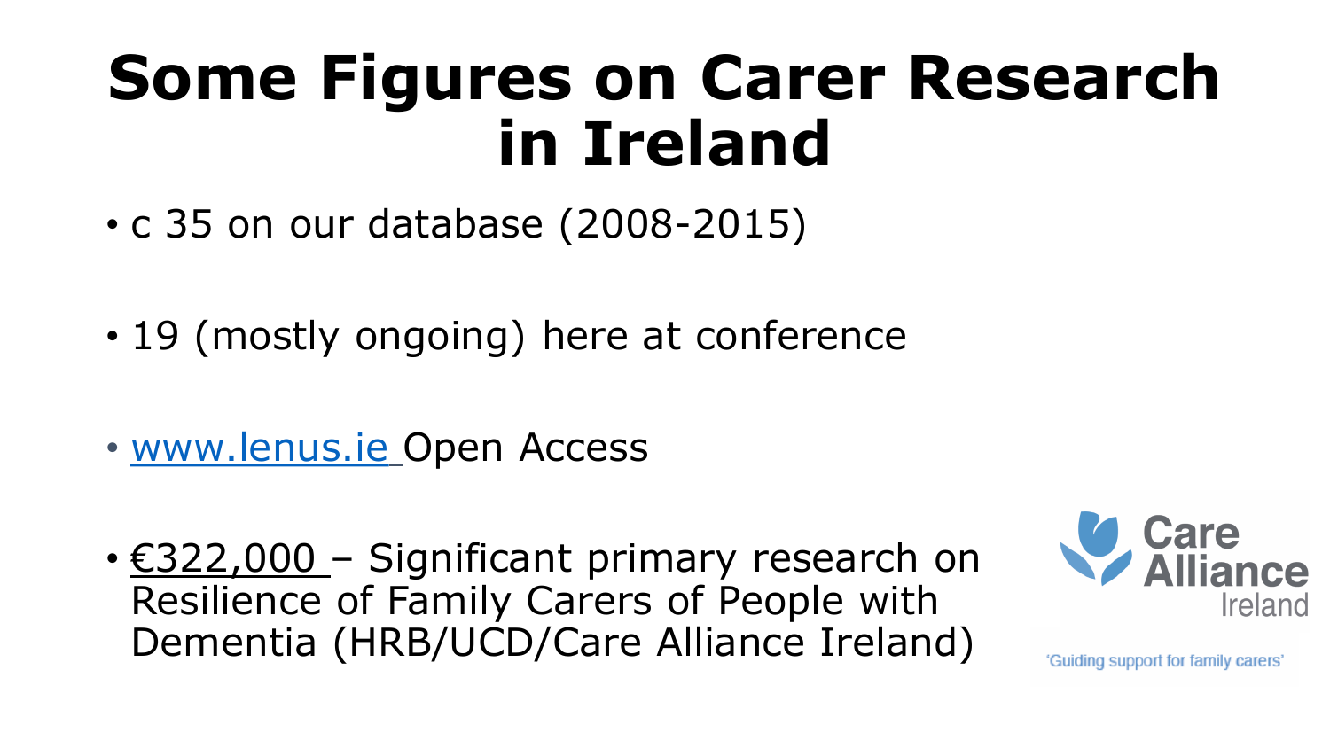# Some Figures on Carer Research in Ireland

- c 35 on our database (2008-2015)
- 19 (mostly ongoing) here at conference
- www.lenus.ie Open Access
- €322,000 – Significant primary research on Resilience of Family Carers of People with Dementia (HRB/UCD/Care Alliance Ireland)

Care Alliance Ireland

'Guiding support for family carers'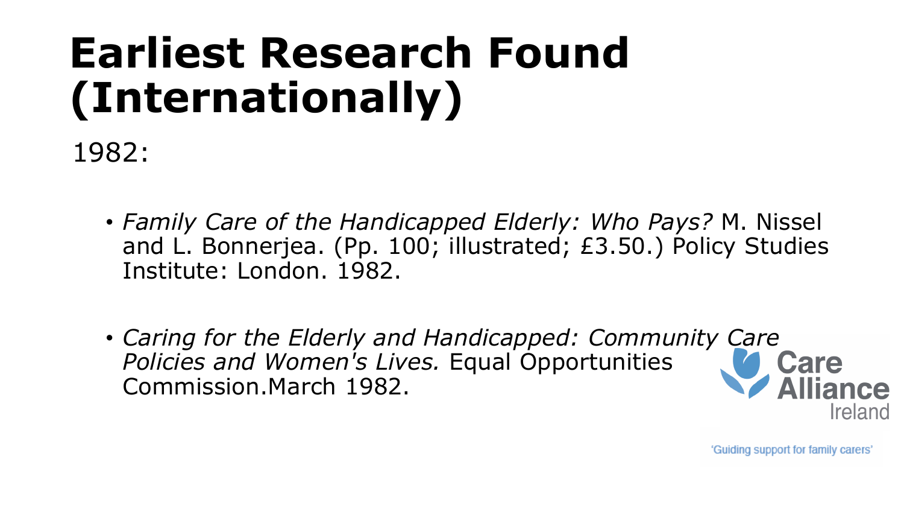# Earliest Research Found (Internationally)

1982:

- *Family Care of the Handicapped Elderly: Who Pays?* M. Nissel and L. Bonnerjea. (Pp. 100; illustrated; £3.50.) Policy Studies Institute: London. 1982.

- *Caring for the Elderly and Handicapped: Community Care Policies and Women's Lives.* Equal Opportunities Commission.March 1982.

Care Alliance Ireland

'Guiding support for family carers'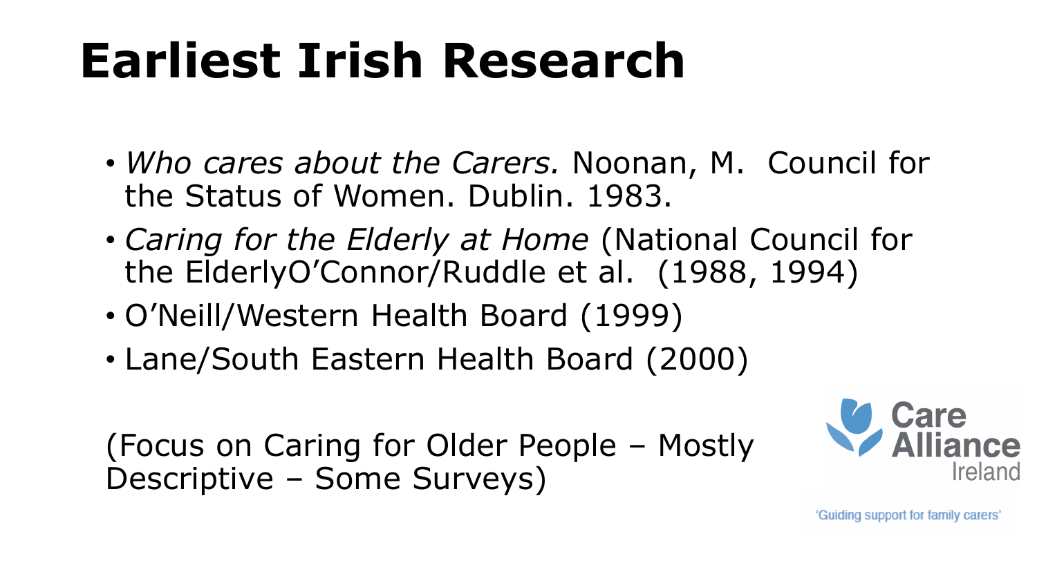# Earliest Irish Research

- *Who cares about the Carers.* Noonan, M. Council for the Status of Women. Dublin. 1983.
- *Caring for the Elderly at Home* (National Council for the ElderlyO'Connor/Ruddle et al. (1988, 1994)
- O'Neill/Western Health Board (1999)
- Lane/South Eastern Health Board (2000)

(Focus on Caring for Older People – Mostly Descriptive – Some Surveys)

Care Alliance Ireland

'Guiding support for family carers'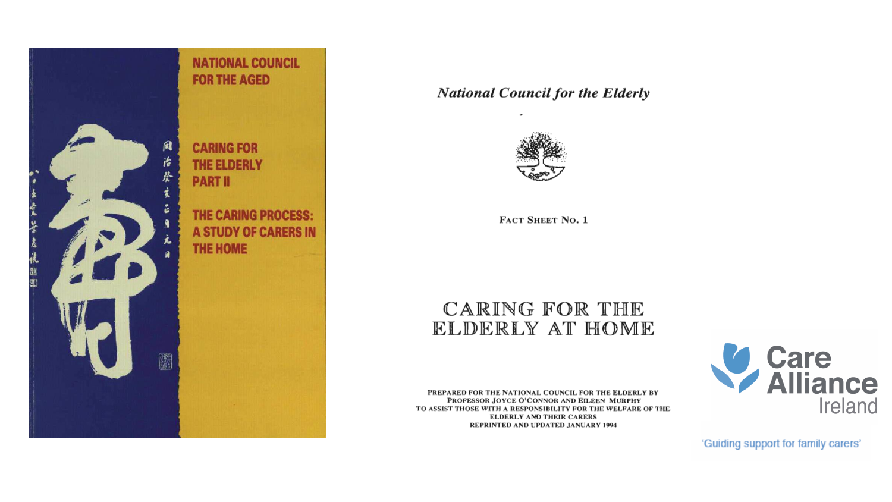NATIONAL COUNCIL FOR THE AGED

CARING FOR THE ELDERLY PART II

THE CARING PROCESS: A STUDY OF CARERS IN THE HOME

*National Council for the Elderly*

FACT SHEET NO. 1

CARING FOR THE ELDERLY AT HOME

PREPARED FOR THE NATIONAL COUNCIL FOR THE ELDERLY BY PROFESSOR JOYCE O'CONNOR AND EILEEN MURPHY TO ASSIST THOSE WITH A RESPONSIBILITY FOR THE WELFARE OF THE ELDERLY AND THEIR CARERS
REPRINTED AND UPDATED JANUARY 1994

Care Alliance Ireland

'Guiding support for family carers'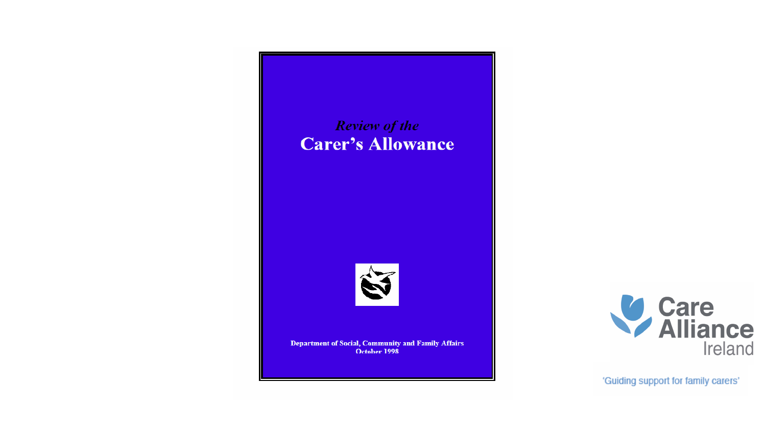*Review of the*

# Carer's Allowance

Department of Social, Community and Family Affairs
October 1998

Care Alliance Ireland

'Guiding support for family carers'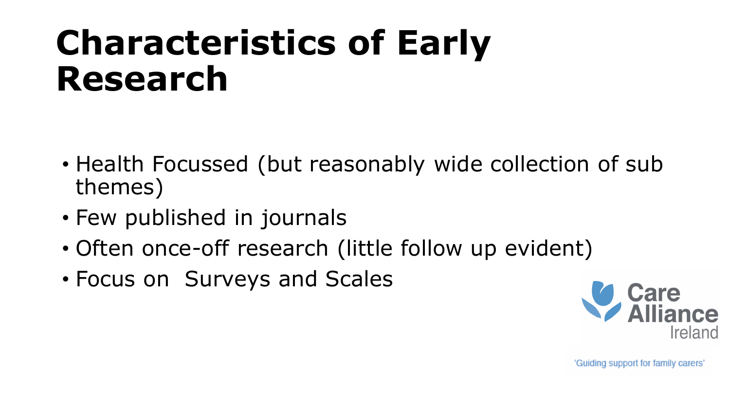# Characteristics of Early Research

- Health Focussed (but reasonably wide collection of sub themes)
- Few published in journals
- Often once-off research (little follow up evident)
- Focus on Surveys and Scales

Care Alliance Ireland

'Guiding support for family carers'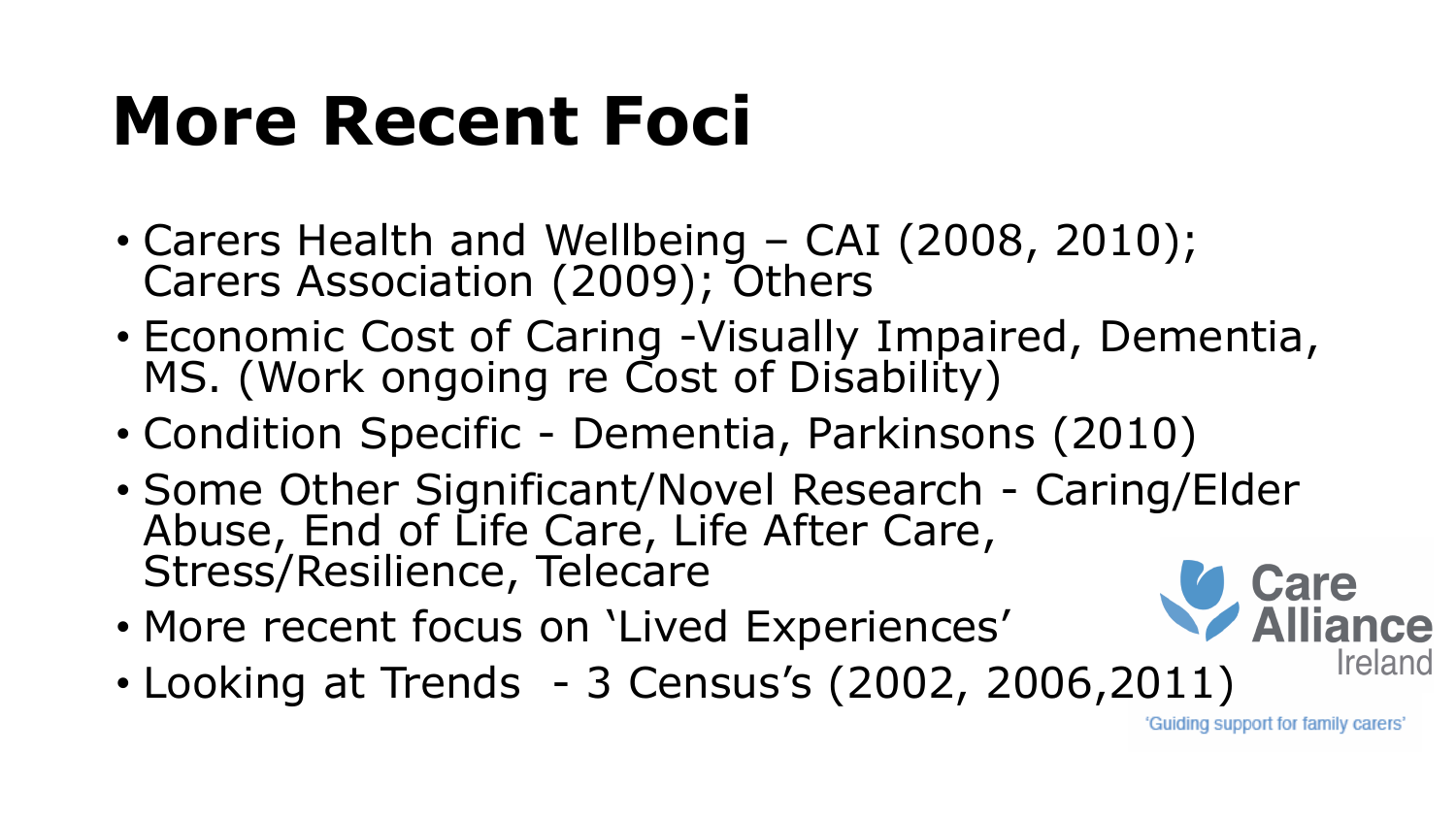# More Recent Foci

- Carers Health and Wellbeing – CAI (2008, 2010); Carers Association (2009); Others
- Economic Cost of Caring -Visually Impaired, Dementia, MS. (Work ongoing re Cost of Disability)
- Condition Specific - Dementia, Parkinsons (2010)
- Some Other Significant/Novel Research - Caring/Elder Abuse, End of Life Care, Life After Care, Stress/Resilience, Telecare
- More recent focus on 'Lived Experiences'
- Looking at Trends - 3 Census's (2002, 2006,2011)

Care Alliance Ireland

'Guiding support for family carers'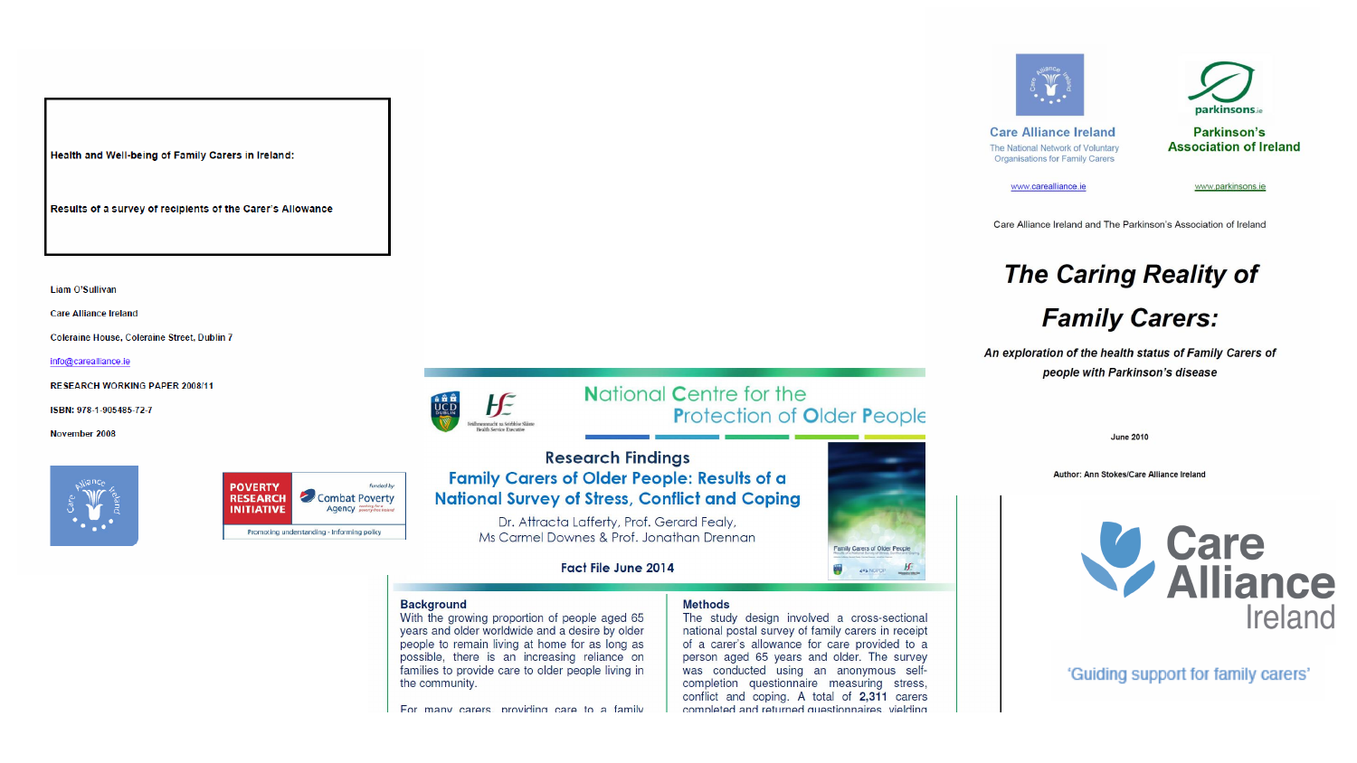**Health and Well-being of Family Carers in Ireland:**

**Results of a survey of recipients of the Carer's Allowance**

Liam O'Sullivan

Care Alliance Ireland

Coleraine House, Coleraine Street, Dublin 7

info@carealliance.ie

RESEARCH WORKING PAPER 2008/11

ISBN: 978-1-905485-72-7

November 2008

POVERTY RESEARCH INITIATIVE

Funded by Combat Poverty Agency

Promoting understanding · Informing policy

---

National Centre for the Protection of Older People

## Research Findings

## Family Carers of Older People: Results of a National Survey of Stress, Conflict and Coping

Dr. Attracta Lafferty, Prof. Gerard Fealy, Ms Carmel Downes & Prof. Jonathan Drennan

Fact File June 2014

**Background**

With the growing proportion of people aged 65 years and older worldwide and a desire by older people to remain living at home for as long as possible, there is an increasing reliance on families to provide care to older people living in the community.

For many carers, providing care to a family

**Methods**

The study design involved a cross-sectional national postal survey of family carers in receipt of a carer's allowance for care provided to a person aged 65 years and older. The survey was conducted using an anonymous self-completion questionnaire measuring stress, conflict and coping. A total of 2,311 carers completed and returned questionnaires yielding

---

Care Alliance Ireland

The National Network of Voluntary Organisations for Family Carers

www.carealliance.ie

Parkinson's Association of Ireland

www.parkinsons.ie

Care Alliance Ireland and The Parkinson's Association of Ireland

# *The Caring Reality of Family Carers:*

***An exploration of the health status of Family Carers of people with Parkinson's disease***

June 2010

Author: Ann Stokes/Care Alliance Ireland

Care Alliance Ireland

'Guiding support for family carers'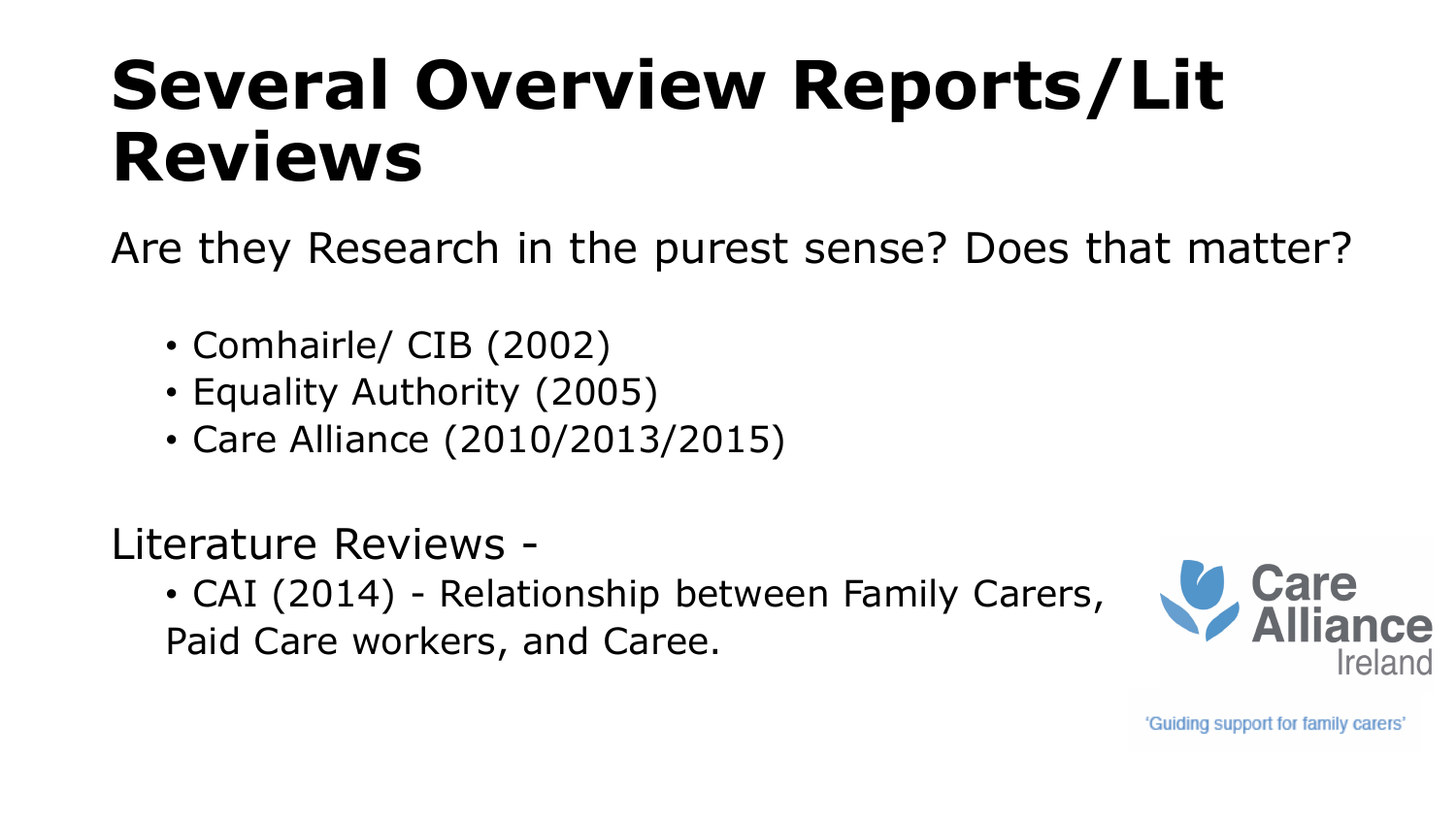# Several Overview Reports/Lit Reviews

Are they Research in the purest sense? Does that matter?

- Comhairle/ CIB (2002)
- Equality Authority (2005)
- Care Alliance (2010/2013/2015)

Literature Reviews -

- CAI (2014) - Relationship between Family Carers, Paid Care workers, and Caree.

Care Alliance Ireland

'Guiding support for family carers'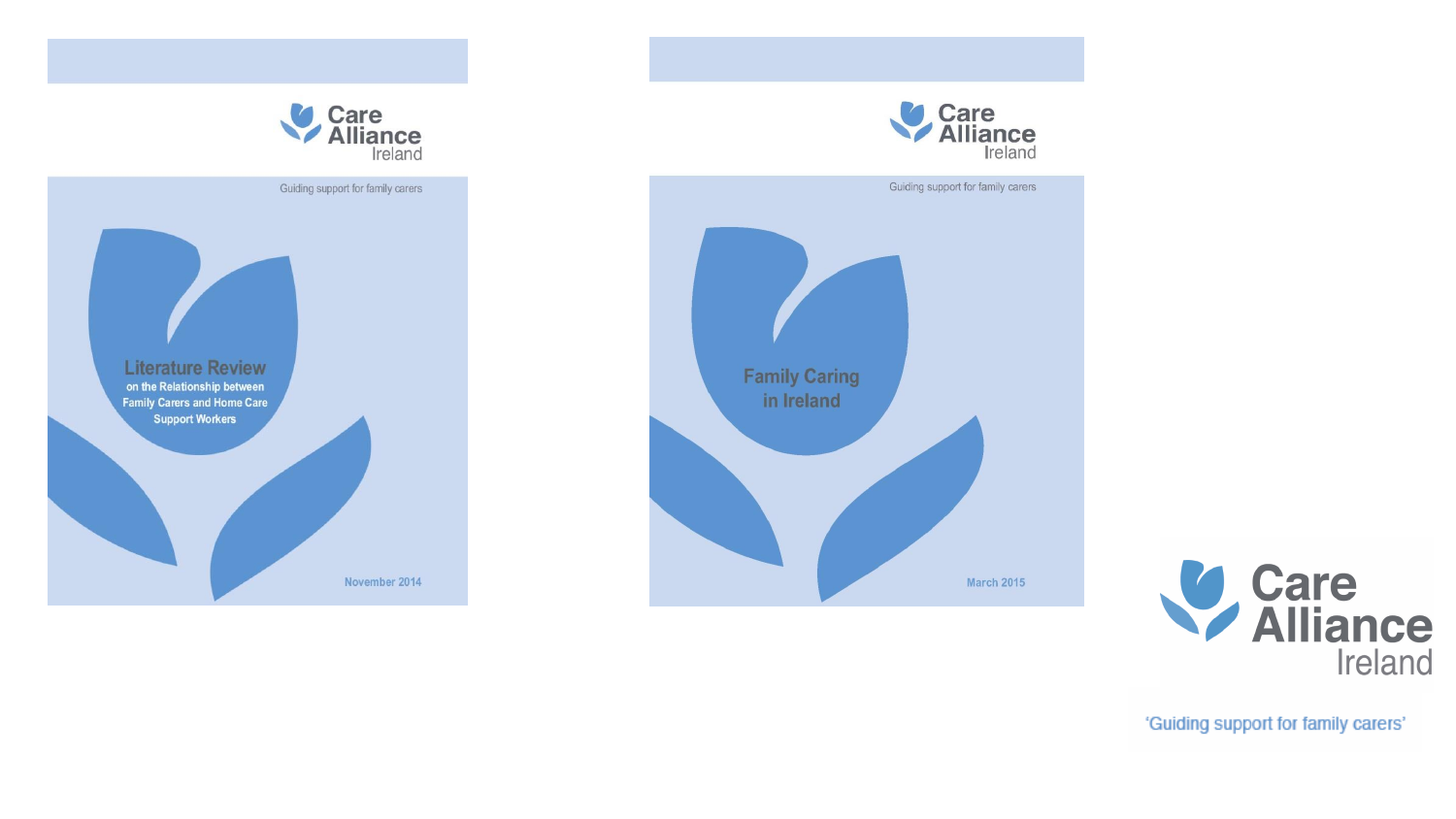Care Alliance Ireland

Guiding support for family carers

## Literature Review

on the Relationship between Family Carers and Home Care Support Workers

November 2014

Care Alliance Ireland

Guiding support for family carers

## Family Caring in Ireland

March 2015

Care Alliance Ireland

'Guiding support for family carers'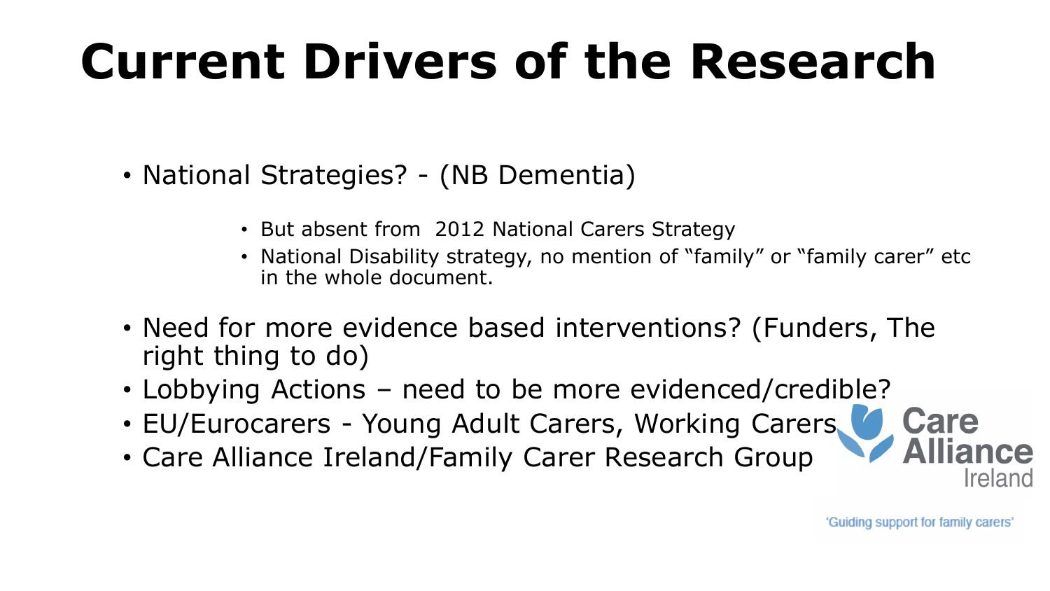# Current Drivers of the Research

- National Strategies? - (NB Dementia)
  - But absent from 2012 National Carers Strategy
  - National Disability strategy, no mention of "family" or "family carer" etc in the whole document.
- Need for more evidence based interventions? (Funders, The right thing to do)
- Lobbying Actions – need to be more evidenced/credible?
- EU/Eurocarers - Young Adult Carers, Working Carers
- Care Alliance Ireland/Family Carer Research Group

Care Alliance Ireland

'Guiding support for family carers'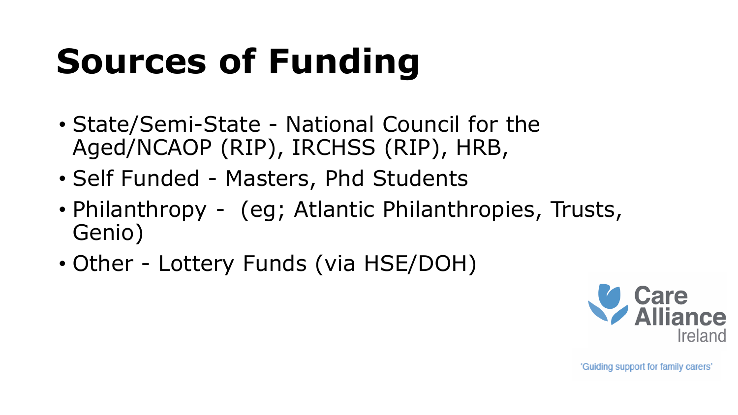# Sources of Funding

- State/Semi-State - National Council for the Aged/NCAOP (RIP), IRCHSS (RIP), HRB,
- Self Funded - Masters, Phd Students
- Philanthropy - (eg; Atlantic Philanthropies, Trusts, Genio)
- Other - Lottery Funds (via HSE/DOH)

Care Alliance Ireland

'Guiding support for family carers'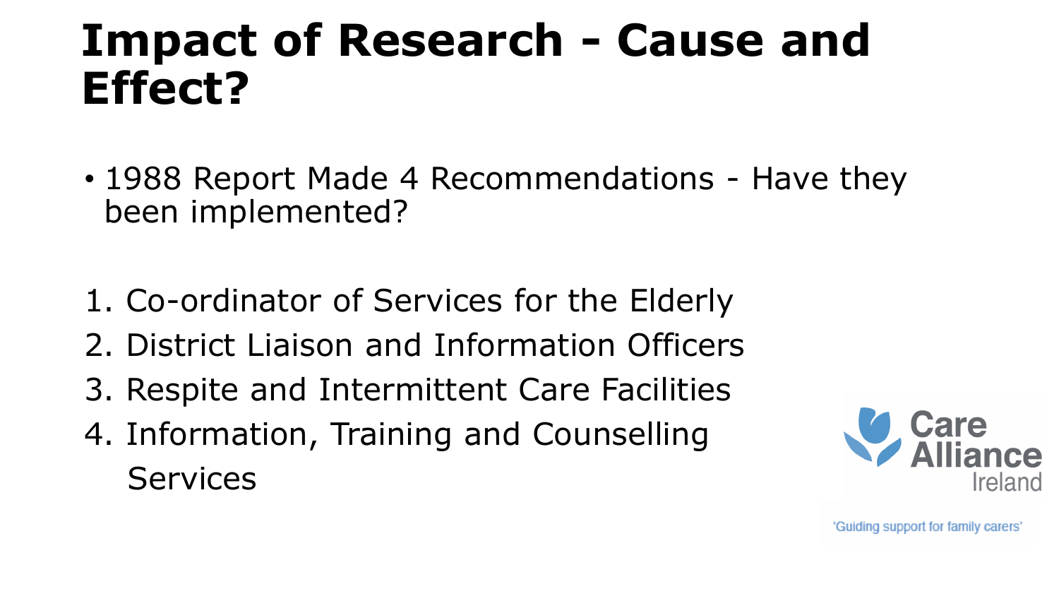# Impact of Research - Cause and Effect?

- 1988 Report Made 4 Recommendations - Have they been implemented?

1. Co-ordinator of Services for the Elderly
2. District Liaison and Information Officers
3. Respite and Intermittent Care Facilities
4. Information, Training and Counselling Services

Care Alliance Ireland

'Guiding support for family carers'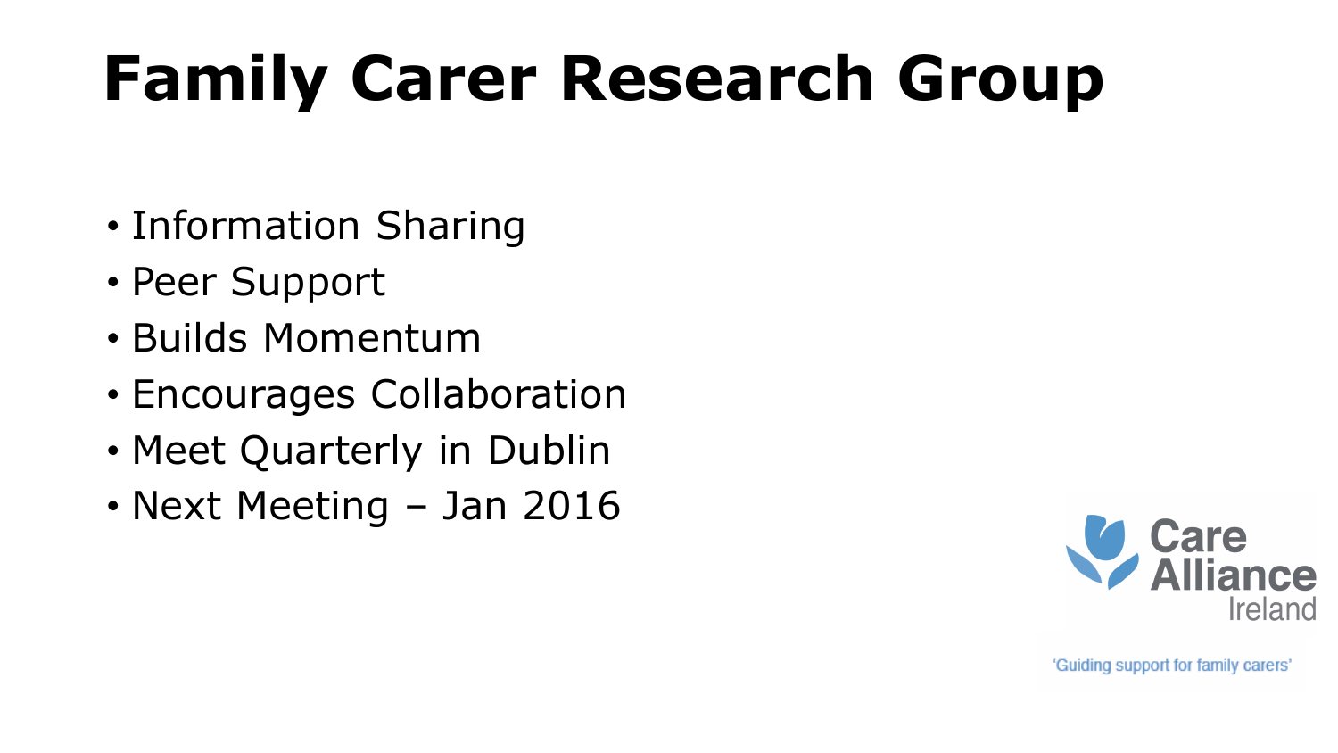# Family Carer Research Group

- Information Sharing
- Peer Support
- Builds Momentum
- Encourages Collaboration
- Meet Quarterly in Dublin
- Next Meeting – Jan 2016

Care Alliance Ireland

'Guiding support for family carers'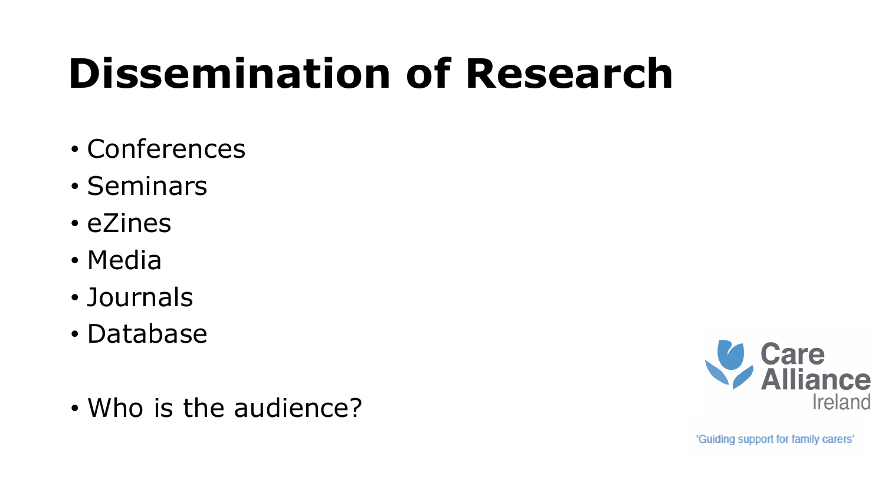# Dissemination of Research

- Conferences
- Seminars
- eZines
- Media
- Journals
- Database

- Who is the audience?

Care Alliance Ireland

'Guiding support for family carers'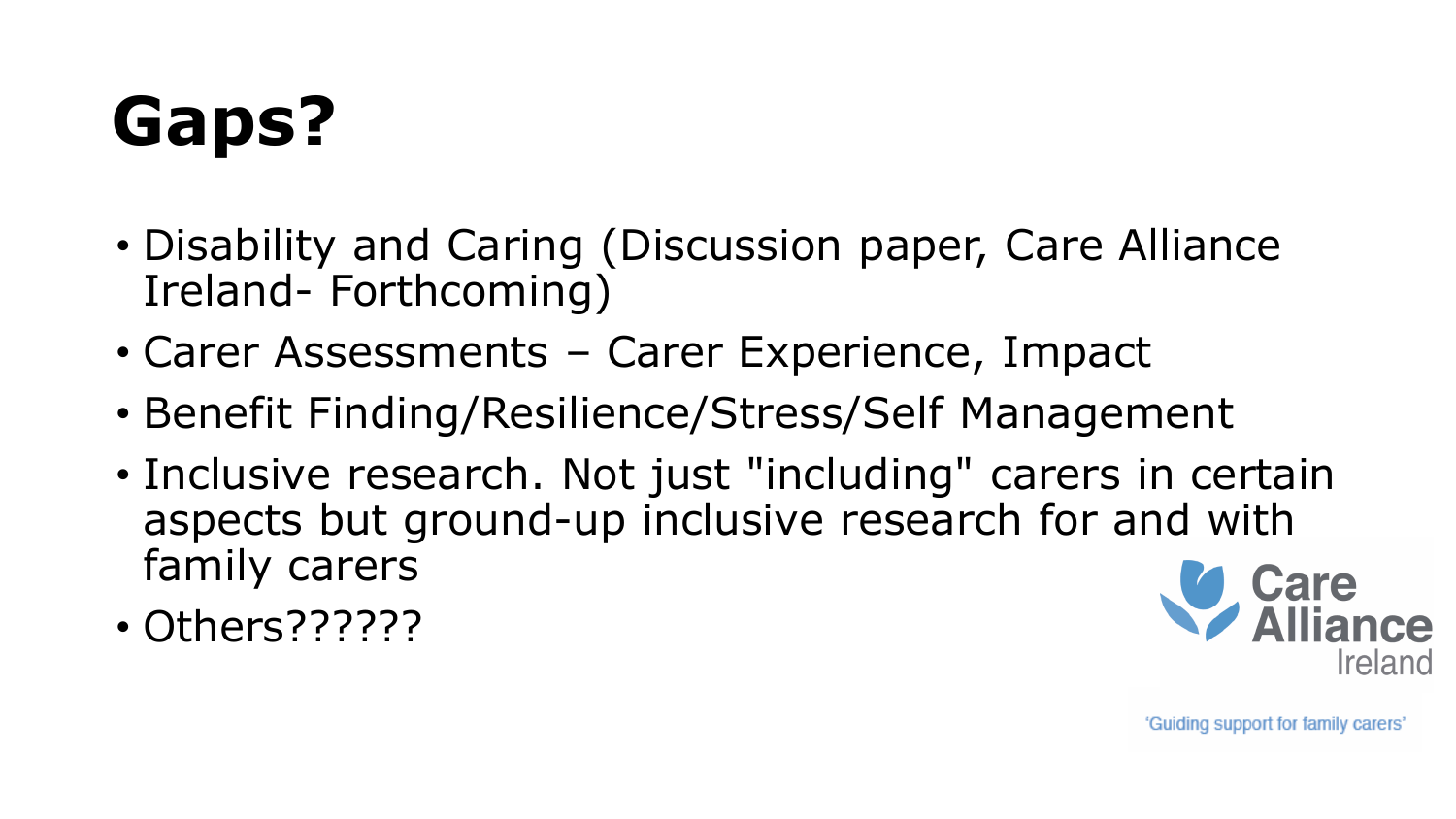# Gaps?

- Disability and Caring (Discussion paper, Care Alliance Ireland- Forthcoming)
- Carer Assessments – Carer Experience, Impact
- Benefit Finding/Resilience/Stress/Self Management
- Inclusive research. Not just "including" carers in certain aspects but ground-up inclusive research for and with family carers
- Others??????

Care Alliance Ireland

'Guiding support for family carers'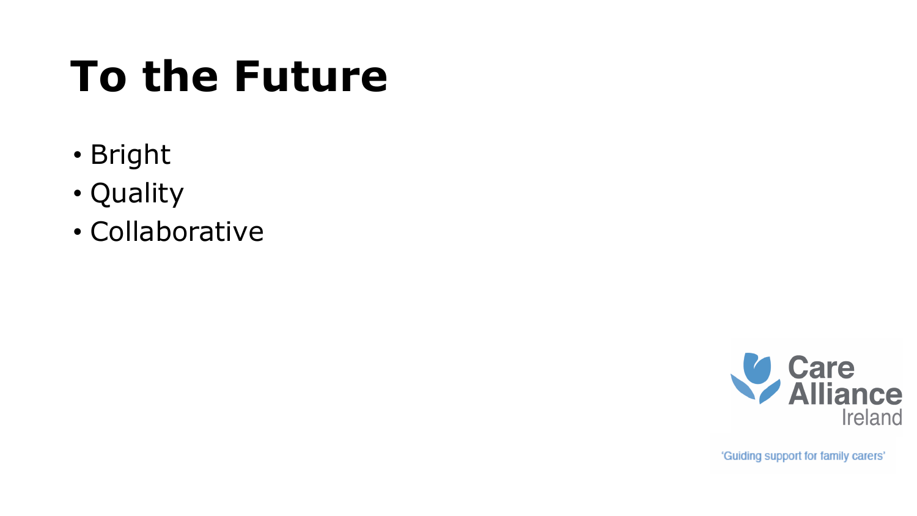# To the Future

- Bright
- Quality
- Collaborative

Care Alliance Ireland

'Guiding support for family carers'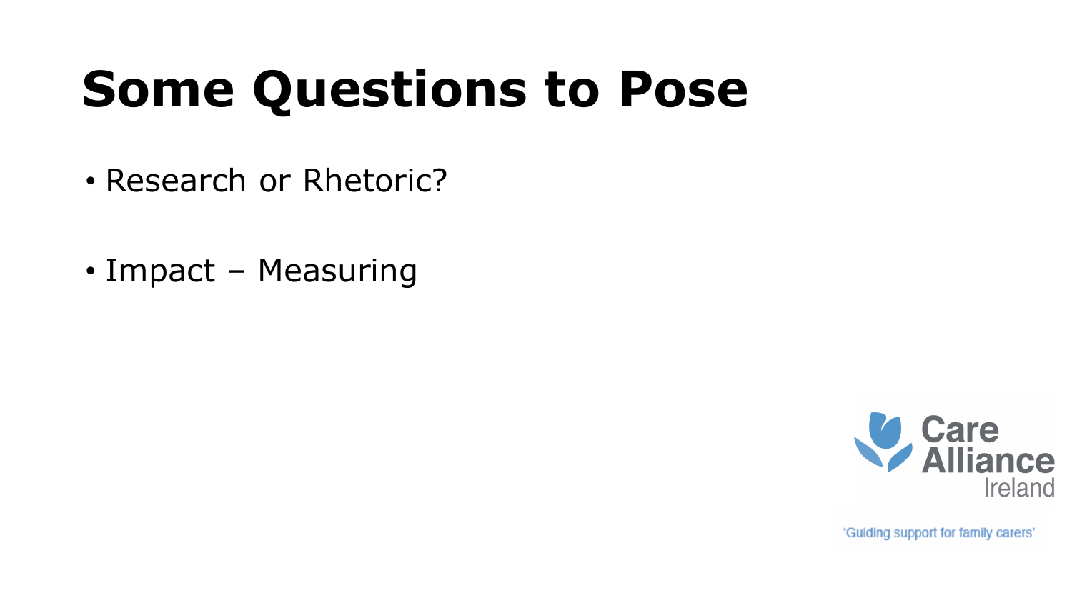# Some Questions to Pose

- Research or Rhetoric?
- Impact – Measuring

Care Alliance Ireland

'Guiding support for family carers'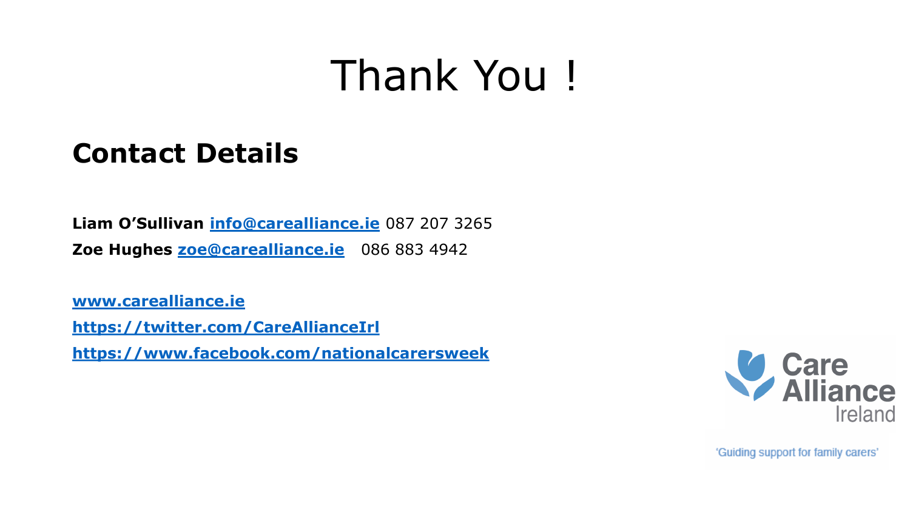# Thank You !

## Contact Details

**Liam O'Sullivan** info@carealliance.ie 087 207 3265

**Zoe Hughes** zoe@carealliance.ie   086 883 4942

**www.carealliance.ie**

**https://twitter.com/CareAllianceIrl**

**https://www.facebook.com/nationalcarersweek**

Care Alliance Ireland

'Guiding support for family carers'